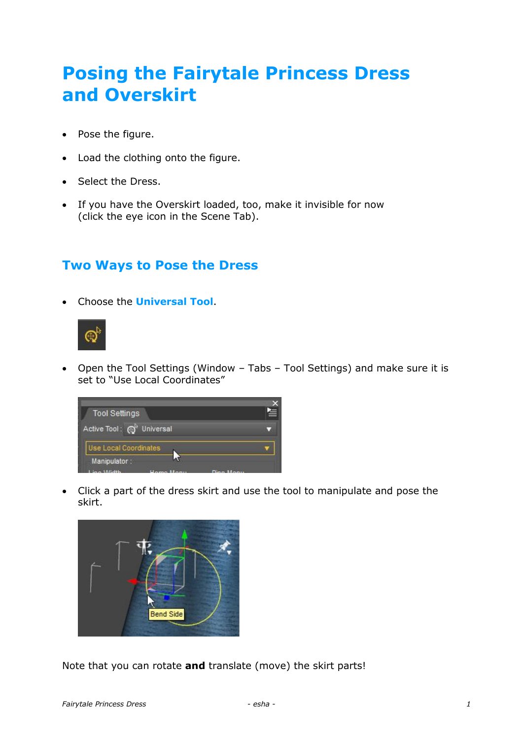# Posing the Fairytale Princess Dress and Overskirt

- Pose the figure.
- Load the clothing onto the figure.
- Select the Dress.
- If you have the Overskirt loaded, too, make it invisible for now (click the eye icon in the Scene Tab).

## Two Ways to Pose the Dress

- Choose the **Universal Tool**.
- Open the Tool Settings (Window – Tabs – Tool Settings) and make sure it is set to "Use Local Coordinates"
- Click a part of the dress skirt and use the tool to manipulate and pose the skirt.

Note that you can rotate **and** translate (move) the skirt parts!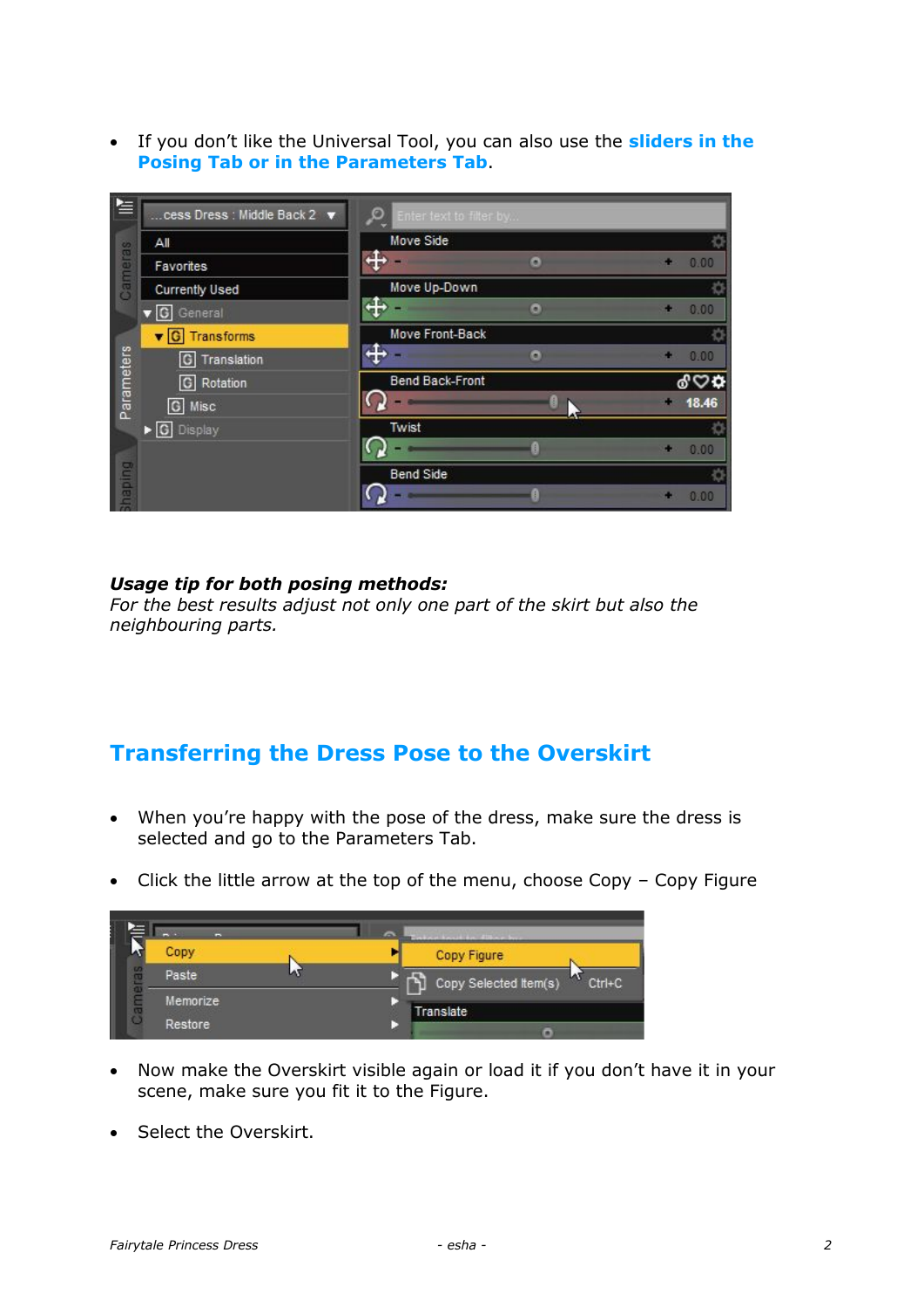- If you don't like the Universal Tool, you can also use the **sliders in the Posing Tab or in the Parameters Tab**.

***Usage tip for both posing methods:***
*For the best results adjust not only one part of the skirt but also the neighbouring parts.*

## Transferring the Dress Pose to the Overskirt

- When you're happy with the pose of the dress, make sure the dress is selected and go to the Parameters Tab.
- Click the little arrow at the top of the menu, choose Copy – Copy Figure

- Now make the Overskirt visible again or load it if you don't have it in your scene, make sure you fit it to the Figure.
- Select the Overskirt.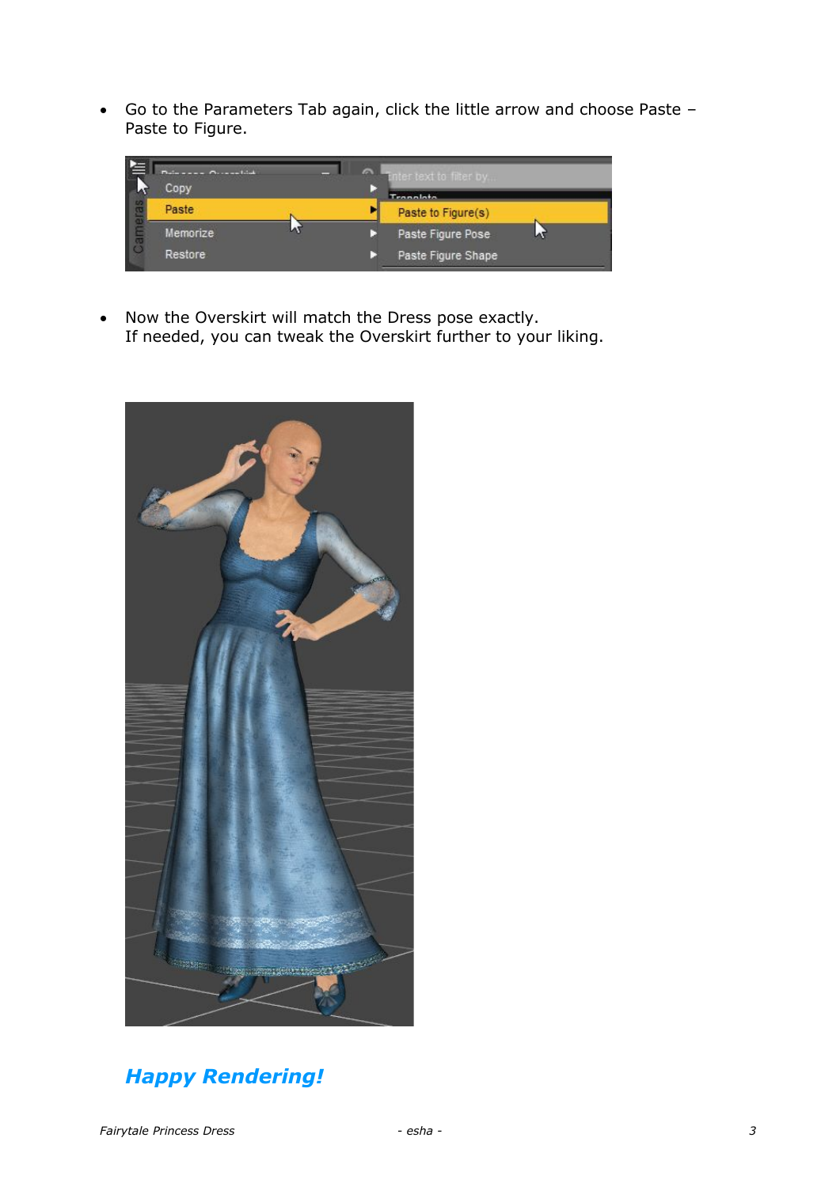- Go to the Parameters Tab again, click the little arrow and choose Paste – Paste to Figure.

- Now the Overskirt will match the Dress pose exactly.
  If needed, you can tweak the Overskirt further to your liking.

***Happy Rendering!***